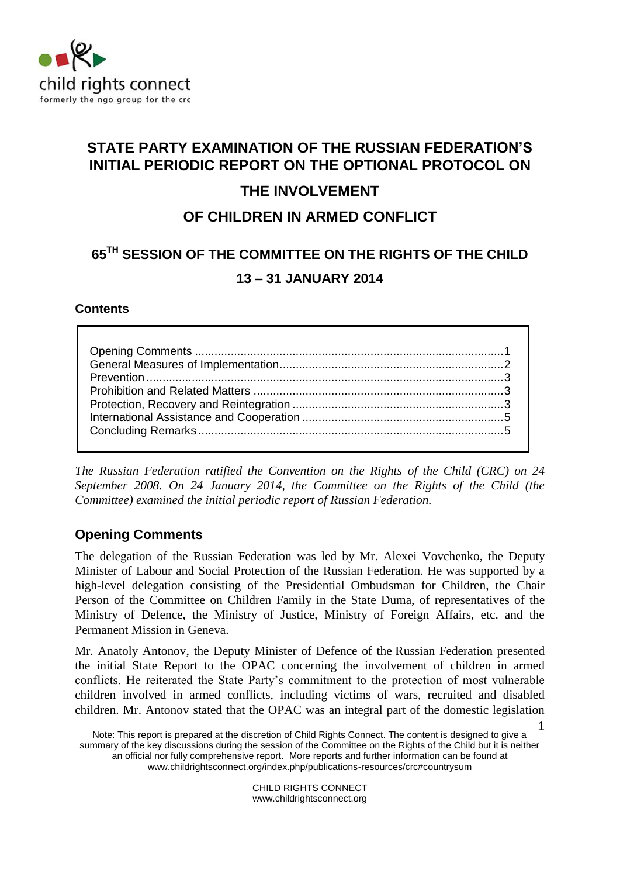child rights connect
formerly the ngo group for the crc

# STATE PARTY EXAMINATION OF THE RUSSIAN FEDERATION'S INITIAL PERIODIC REPORT ON THE OPTIONAL PROTOCOL ON THE INVOLVEMENT OF CHILDREN IN ARMED CONFLICT

# 65TH SESSION OF THE COMMITTEE ON THE RIGHTS OF THE CHILD 13 – 31 JANUARY 2014

**Contents**

| | |
|---|---|
| Opening Comments | 1 |
| General Measures of Implementation | 2 |
| Prevention | 3 |
| Prohibition and Related Matters | 3 |
| Protection, Recovery and Reintegration | 3 |
| International Assistance and Cooperation | 5 |
| Concluding Remarks | 5 |

*The Russian Federation ratified the Convention on the Rights of the Child (CRC) on 24 September 2008. On 24 January 2014, the Committee on the Rights of the Child (the Committee) examined the initial periodic report of Russian Federation.*

## Opening Comments

The delegation of the Russian Federation was led by Mr. Alexei Vovchenko, the Deputy Minister of Labour and Social Protection of the Russian Federation. He was supported by a high-level delegation consisting of the Presidential Ombudsman for Children, the Chair Person of the Committee on Children Family in the State Duma, of representatives of the Ministry of Defence, the Ministry of Justice, Ministry of Foreign Affairs, etc. and the Permanent Mission in Geneva.

Mr. Anatoly Antonov, the Deputy Minister of Defence of the Russian Federation presented the initial State Report to the OPAC concerning the involvement of children in armed conflicts. He reiterated the State Party's commitment to the protection of most vulnerable children involved in armed conflicts, including victims of wars, recruited and disabled children. Mr. Antonov stated that the OPAC was an integral part of the domestic legislation

Note: This report is prepared at the discretion of Child Rights Connect. The content is designed to give a summary of the key discussions during the session of the Committee on the Rights of the Child but it is neither an official nor fully comprehensive report. More reports and further information can be found at www.childrightsconnect.org/index.php/publications-resources/crc#countrysum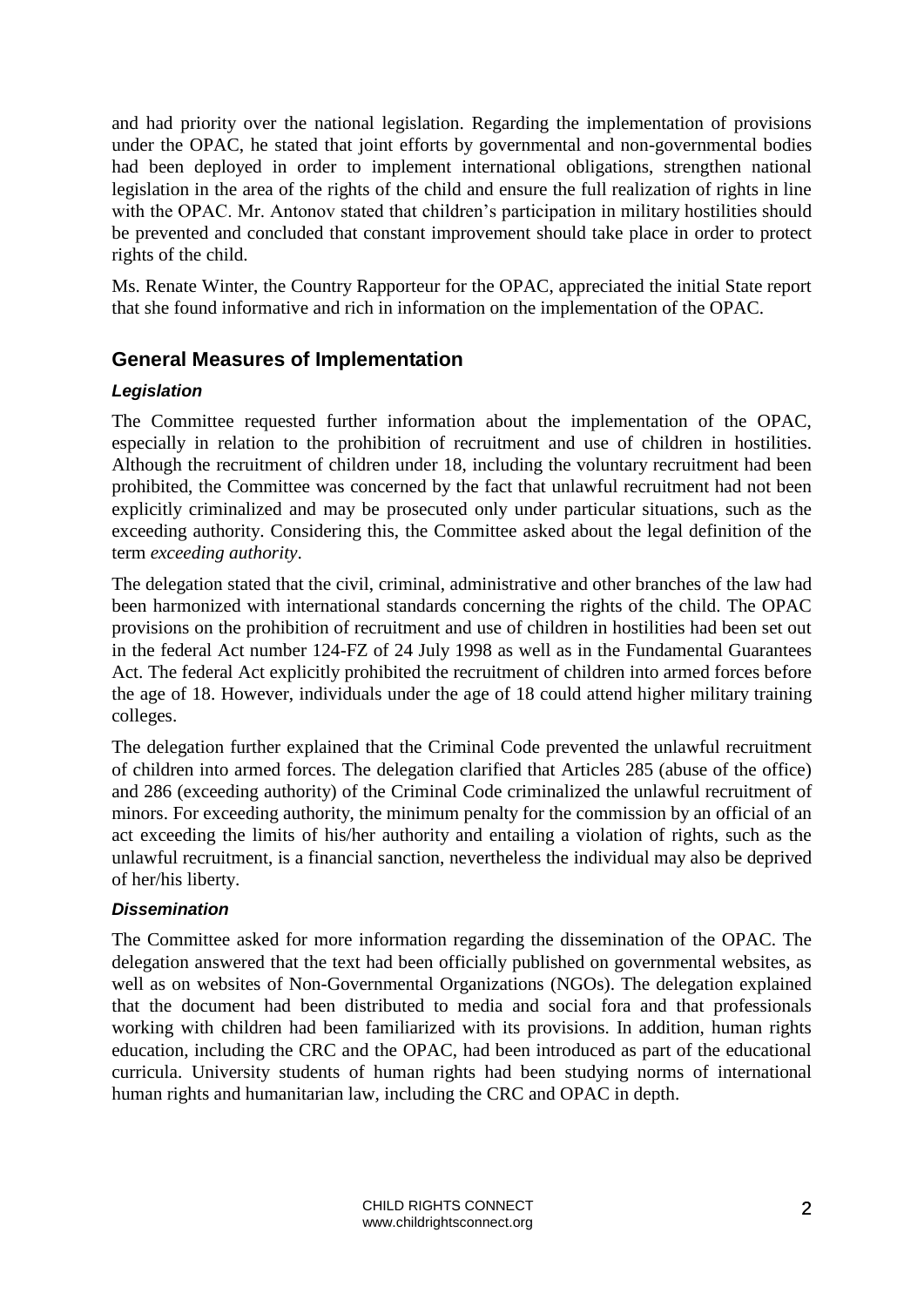and had priority over the national legislation. Regarding the implementation of provisions under the OPAC, he stated that joint efforts by governmental and non-governmental bodies had been deployed in order to implement international obligations, strengthen national legislation in the area of the rights of the child and ensure the full realization of rights in line with the OPAC. Mr. Antonov stated that children's participation in military hostilities should be prevented and concluded that constant improvement should take place in order to protect rights of the child.

Ms. Renate Winter, the Country Rapporteur for the OPAC, appreciated the initial State report that she found informative and rich in information on the implementation of the OPAC.

## General Measures of Implementation

### *Legislation*

The Committee requested further information about the implementation of the OPAC, especially in relation to the prohibition of recruitment and use of children in hostilities. Although the recruitment of children under 18, including the voluntary recruitment had been prohibited, the Committee was concerned by the fact that unlawful recruitment had not been explicitly criminalized and may be prosecuted only under particular situations, such as the exceeding authority. Considering this, the Committee asked about the legal definition of the term *exceeding authority*.

The delegation stated that the civil, criminal, administrative and other branches of the law had been harmonized with international standards concerning the rights of the child. The OPAC provisions on the prohibition of recruitment and use of children in hostilities had been set out in the federal Act number 124-FZ of 24 July 1998 as well as in the Fundamental Guarantees Act. The federal Act explicitly prohibited the recruitment of children into armed forces before the age of 18. However, individuals under the age of 18 could attend higher military training colleges.

The delegation further explained that the Criminal Code prevented the unlawful recruitment of children into armed forces. The delegation clarified that Articles 285 (abuse of the office) and 286 (exceeding authority) of the Criminal Code criminalized the unlawful recruitment of minors. For exceeding authority, the minimum penalty for the commission by an official of an act exceeding the limits of his/her authority and entailing a violation of rights, such as the unlawful recruitment, is a financial sanction, nevertheless the individual may also be deprived of her/his liberty.

### *Dissemination*

The Committee asked for more information regarding the dissemination of the OPAC. The delegation answered that the text had been officially published on governmental websites, as well as on websites of Non-Governmental Organizations (NGOs). The delegation explained that the document had been distributed to media and social fora and that professionals working with children had been familiarized with its provisions. In addition, human rights education, including the CRC and the OPAC, had been introduced as part of the educational curricula. University students of human rights had been studying norms of international human rights and humanitarian law, including the CRC and OPAC in depth.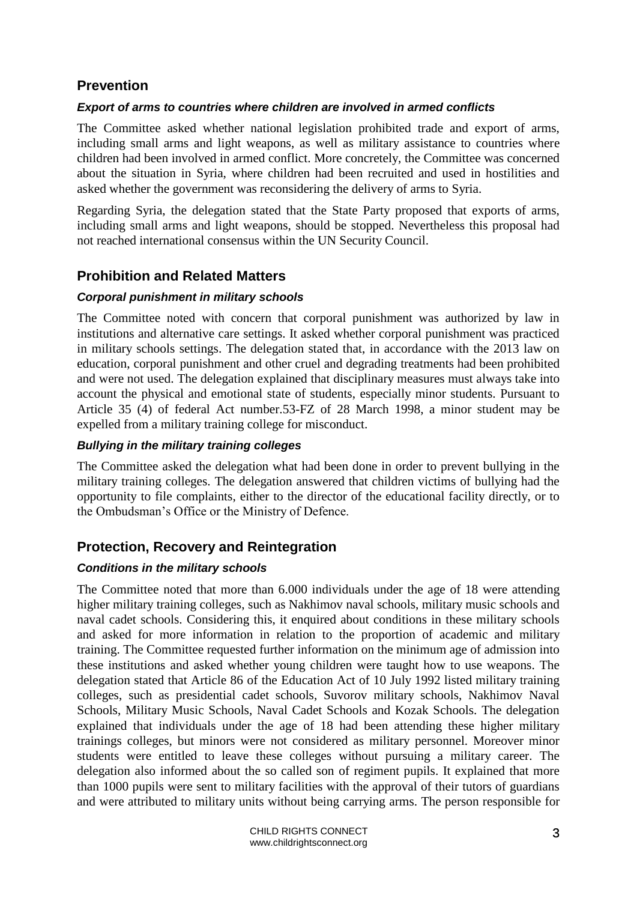## Prevention

### *Export of arms to countries where children are involved in armed conflicts*

The Committee asked whether national legislation prohibited trade and export of arms, including small arms and light weapons, as well as military assistance to countries where children had been involved in armed conflict. More concretely, the Committee was concerned about the situation in Syria, where children had been recruited and used in hostilities and asked whether the government was reconsidering the delivery of arms to Syria.

Regarding Syria, the delegation stated that the State Party proposed that exports of arms, including small arms and light weapons, should be stopped. Nevertheless this proposal had not reached international consensus within the UN Security Council.

## Prohibition and Related Matters

### *Corporal punishment in military schools*

The Committee noted with concern that corporal punishment was authorized by law in institutions and alternative care settings. It asked whether corporal punishment was practiced in military schools settings. The delegation stated that, in accordance with the 2013 law on education, corporal punishment and other cruel and degrading treatments had been prohibited and were not used. The delegation explained that disciplinary measures must always take into account the physical and emotional state of students, especially minor students. Pursuant to Article 35 (4) of federal Act number.53-FZ of 28 March 1998, a minor student may be expelled from a military training college for misconduct.

### *Bullying in the military training colleges*

The Committee asked the delegation what had been done in order to prevent bullying in the military training colleges. The delegation answered that children victims of bullying had the opportunity to file complaints, either to the director of the educational facility directly, or to the Ombudsman's Office or the Ministry of Defence.

## Protection, Recovery and Reintegration

### *Conditions in the military schools*

The Committee noted that more than 6.000 individuals under the age of 18 were attending higher military training colleges, such as Nakhimov naval schools, military music schools and naval cadet schools. Considering this, it enquired about conditions in these military schools and asked for more information in relation to the proportion of academic and military training. The Committee requested further information on the minimum age of admission into these institutions and asked whether young children were taught how to use weapons. The delegation stated that Article 86 of the Education Act of 10 July 1992 listed military training colleges, such as presidential cadet schools, Suvorov military schools, Nakhimov Naval Schools, Military Music Schools, Naval Cadet Schools and Kozak Schools. The delegation explained that individuals under the age of 18 had been attending these higher military trainings colleges, but minors were not considered as military personnel. Moreover minor students were entitled to leave these colleges without pursuing a military career. The delegation also informed about the so called son of regiment pupils. It explained that more than 1000 pupils were sent to military facilities with the approval of their tutors of guardians and were attributed to military units without being carrying arms. The person responsible for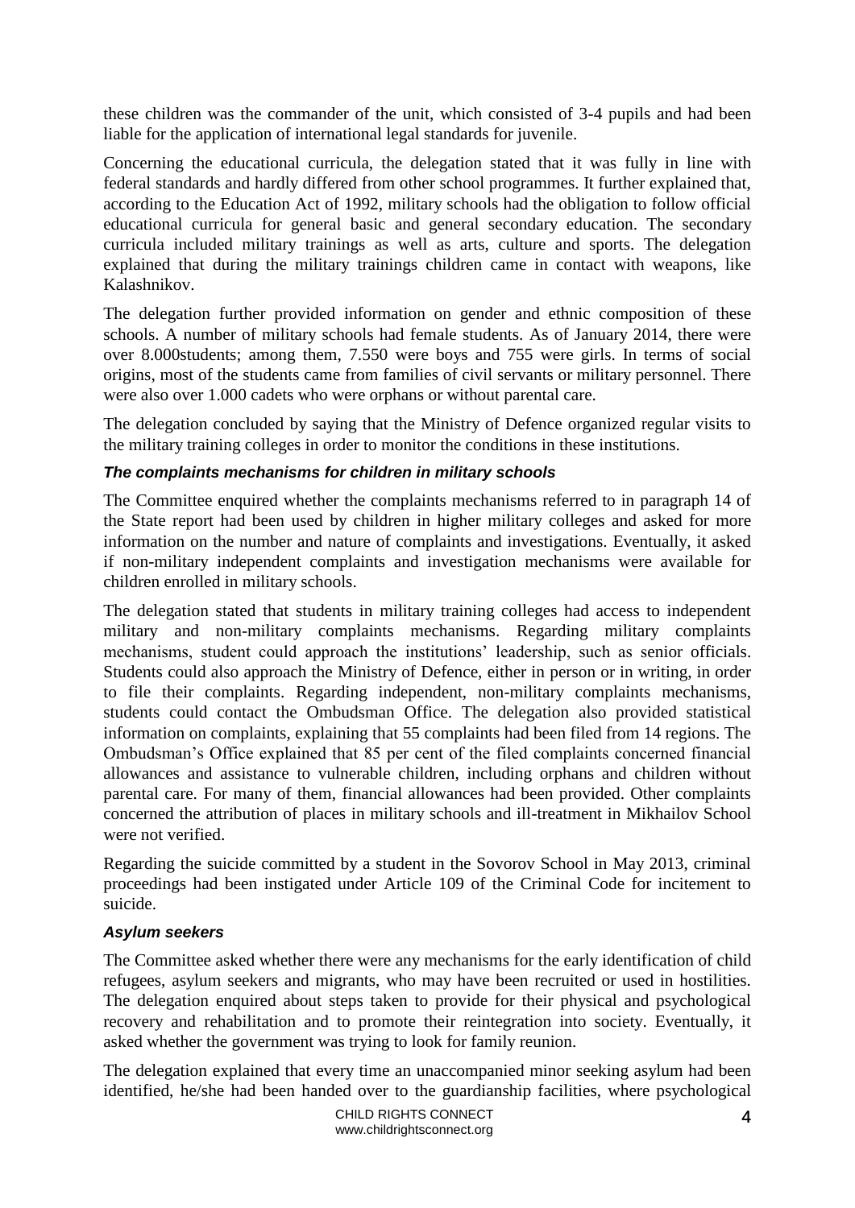these children was the commander of the unit, which consisted of 3-4 pupils and had been liable for the application of international legal standards for juvenile.

Concerning the educational curricula, the delegation stated that it was fully in line with federal standards and hardly differed from other school programmes. It further explained that, according to the Education Act of 1992, military schools had the obligation to follow official educational curricula for general basic and general secondary education. The secondary curricula included military trainings as well as arts, culture and sports. The delegation explained that during the military trainings children came in contact with weapons, like Kalashnikov.

The delegation further provided information on gender and ethnic composition of these schools. A number of military schools had female students. As of January 2014, there were over 8.000students; among them, 7.550 were boys and 755 were girls. In terms of social origins, most of the students came from families of civil servants or military personnel. There were also over 1.000 cadets who were orphans or without parental care.

The delegation concluded by saying that the Ministry of Defence organized regular visits to the military training colleges in order to monitor the conditions in these institutions.

### *The complaints mechanisms for children in military schools*

The Committee enquired whether the complaints mechanisms referred to in paragraph 14 of the State report had been used by children in higher military colleges and asked for more information on the number and nature of complaints and investigations. Eventually, it asked if non-military independent complaints and investigation mechanisms were available for children enrolled in military schools.

The delegation stated that students in military training colleges had access to independent military and non-military complaints mechanisms. Regarding military complaints mechanisms, student could approach the institutions' leadership, such as senior officials. Students could also approach the Ministry of Defence, either in person or in writing, in order to file their complaints. Regarding independent, non-military complaints mechanisms, students could contact the Ombudsman Office. The delegation also provided statistical information on complaints, explaining that 55 complaints had been filed from 14 regions. The Ombudsman's Office explained that 85 per cent of the filed complaints concerned financial allowances and assistance to vulnerable children, including orphans and children without parental care. For many of them, financial allowances had been provided. Other complaints concerned the attribution of places in military schools and ill-treatment in Mikhailov School were not verified.

Regarding the suicide committed by a student in the Sovorov School in May 2013, criminal proceedings had been instigated under Article 109 of the Criminal Code for incitement to suicide.

### *Asylum seekers*

The Committee asked whether there were any mechanisms for the early identification of child refugees, asylum seekers and migrants, who may have been recruited or used in hostilities. The delegation enquired about steps taken to provide for their physical and psychological recovery and rehabilitation and to promote their reintegration into society. Eventually, it asked whether the government was trying to look for family reunion.

The delegation explained that every time an unaccompanied minor seeking asylum had been identified, he/she had been handed over to the guardianship facilities, where psychological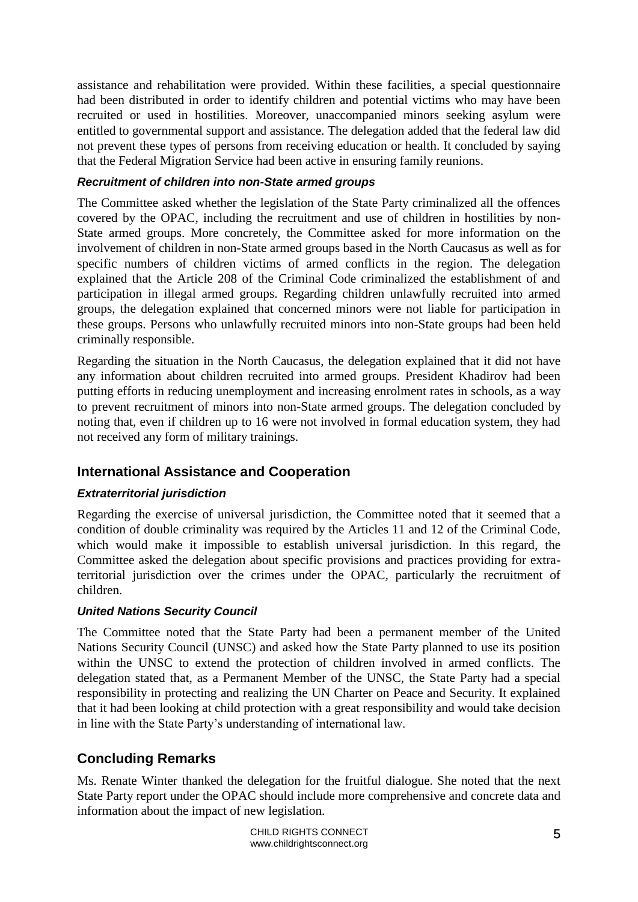assistance and rehabilitation were provided. Within these facilities, a special questionnaire had been distributed in order to identify children and potential victims who may have been recruited or used in hostilities. Moreover, unaccompanied minors seeking asylum were entitled to governmental support and assistance. The delegation added that the federal law did not prevent these types of persons from receiving education or health. It concluded by saying that the Federal Migration Service had been active in ensuring family reunions.

### *Recruitment of children into non-State armed groups*

The Committee asked whether the legislation of the State Party criminalized all the offences covered by the OPAC, including the recruitment and use of children in hostilities by non-State armed groups. More concretely, the Committee asked for more information on the involvement of children in non-State armed groups based in the North Caucasus as well as for specific numbers of children victims of armed conflicts in the region. The delegation explained that the Article 208 of the Criminal Code criminalized the establishment of and participation in illegal armed groups. Regarding children unlawfully recruited into armed groups, the delegation explained that concerned minors were not liable for participation in these groups. Persons who unlawfully recruited minors into non-State groups had been held criminally responsible.

Regarding the situation in the North Caucasus, the delegation explained that it did not have any information about children recruited into armed groups. President Khadirov had been putting efforts in reducing unemployment and increasing enrolment rates in schools, as a way to prevent recruitment of minors into non-State armed groups. The delegation concluded by noting that, even if children up to 16 were not involved in formal education system, they had not received any form of military trainings.

## International Assistance and Cooperation

### *Extraterritorial jurisdiction*

Regarding the exercise of universal jurisdiction, the Committee noted that it seemed that a condition of double criminality was required by the Articles 11 and 12 of the Criminal Code, which would make it impossible to establish universal jurisdiction. In this regard, the Committee asked the delegation about specific provisions and practices providing for extra-territorial jurisdiction over the crimes under the OPAC, particularly the recruitment of children.

### *United Nations Security Council*

The Committee noted that the State Party had been a permanent member of the United Nations Security Council (UNSC) and asked how the State Party planned to use its position within the UNSC to extend the protection of children involved in armed conflicts. The delegation stated that, as a Permanent Member of the UNSC, the State Party had a special responsibility in protecting and realizing the UN Charter on Peace and Security. It explained that it had been looking at child protection with a great responsibility and would take decision in line with the State Party's understanding of international law.

## Concluding Remarks

Ms. Renate Winter thanked the delegation for the fruitful dialogue. She noted that the next State Party report under the OPAC should include more comprehensive and concrete data and information about the impact of new legislation.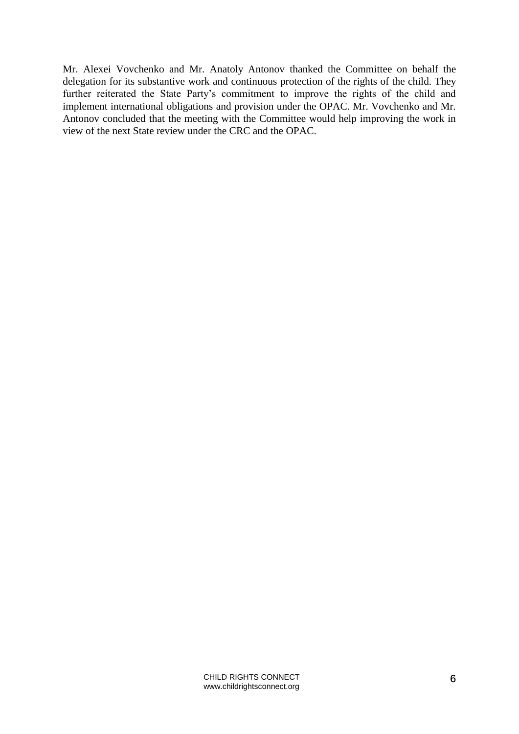Mr. Alexei Vovchenko and Mr. Anatoly Antonov thanked the Committee on behalf the delegation for its substantive work and continuous protection of the rights of the child. They further reiterated the State Party's commitment to improve the rights of the child and implement international obligations and provision under the OPAC. Mr. Vovchenko and Mr. Antonov concluded that the meeting with the Committee would help improving the work in view of the next State review under the CRC and the OPAC.